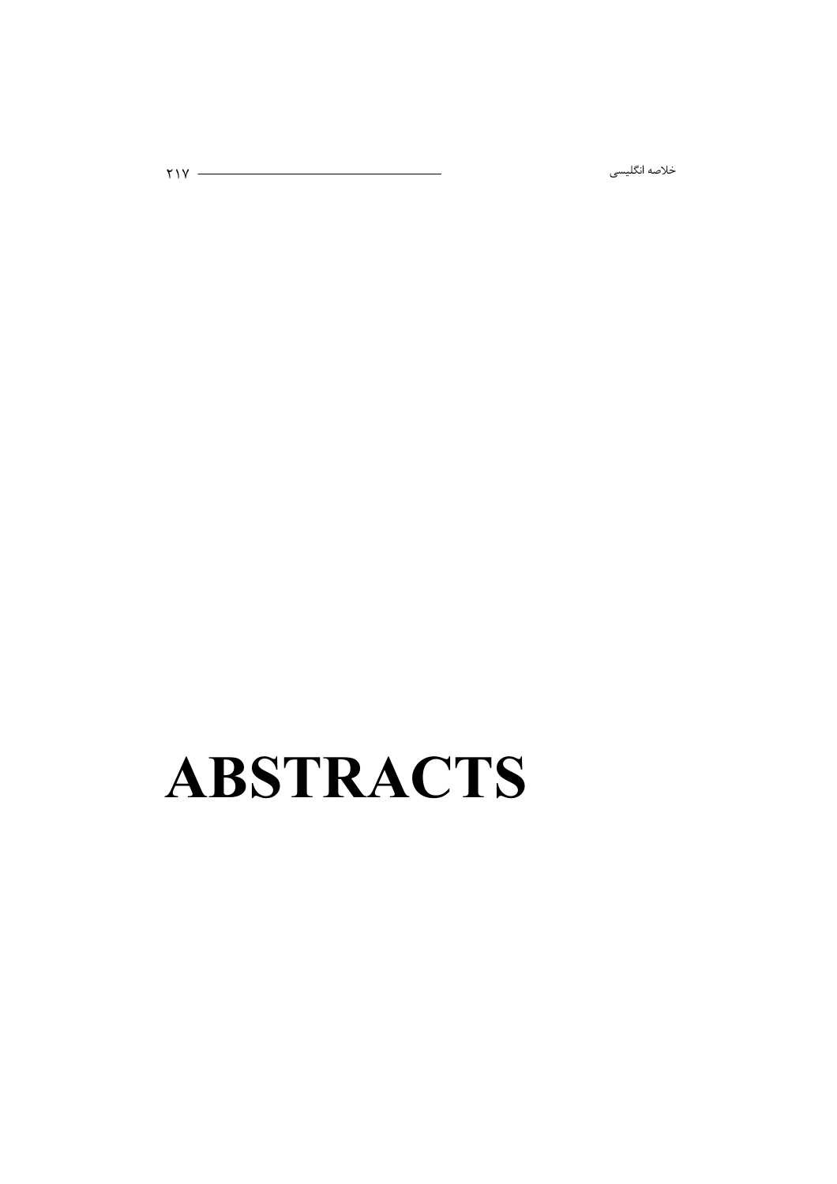# ABSTRACTS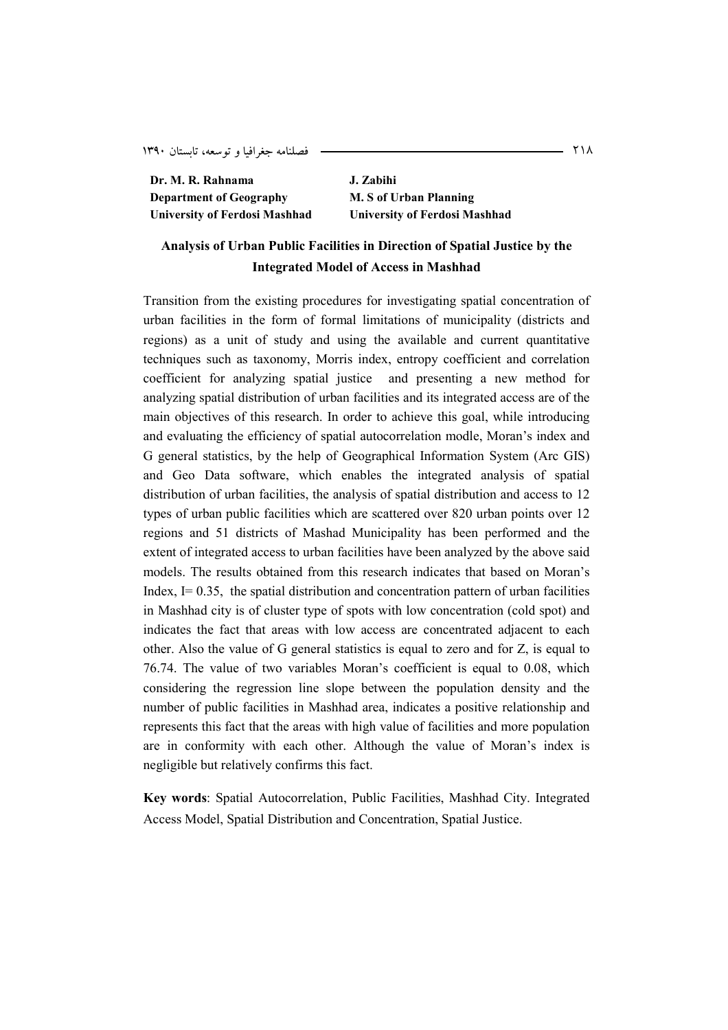**Dr. M. R. Rahnama**
**Department of Geography**
**University of Ferdosi Mashhad**

**J. Zabihi**
**M. S of Urban Planning**
**University of Ferdosi Mashhad**

## Analysis of Urban Public Facilities in Direction of Spatial Justice by the Integrated Model of Access in Mashhad

Transition from the existing procedures for investigating spatial concentration of urban facilities in the form of formal limitations of municipality (districts and regions) as a unit of study and using the available and current quantitative techniques such as taxonomy, Morris index, entropy coefficient and correlation coefficient for analyzing spatial justice and presenting a new method for analyzing spatial distribution of urban facilities and its integrated access are of the main objectives of this research. In order to achieve this goal, while introducing and evaluating the efficiency of spatial autocorrelation modle, Moran's index and G general statistics, by the help of Geographical Information System (Arc GIS) and Geo Data software, which enables the integrated analysis of spatial distribution of urban facilities, the analysis of spatial distribution and access to 12 types of urban public facilities which are scattered over 820 urban points over 12 regions and 51 districts of Mashhad Municipality has been performed and the extent of integrated access to urban facilities have been analyzed by the above said models. The results obtained from this research indicates that based on Moran's Index, I= 0.35, the spatial distribution and concentration pattern of urban facilities in Mashhad city is of cluster type of spots with low concentration (cold spot) and indicates the fact that areas with low access are concentrated adjacent to each other. Also the value of G general statistics is equal to zero and for Z, is equal to 76.74. The value of two variables Moran's coefficient is equal to 0.08, which considering the regression line slope between the population density and the number of public facilities in Mashhad area, indicates a positive relationship and represents this fact that the areas with high value of facilities and more population are in conformity with each other. Although the value of Moran's index is negligible but relatively confirms this fact.

**Key words**: Spatial Autocorrelation, Public Facilities, Mashhad City. Integrated Access Model, Spatial Distribution and Concentration, Spatial Justice.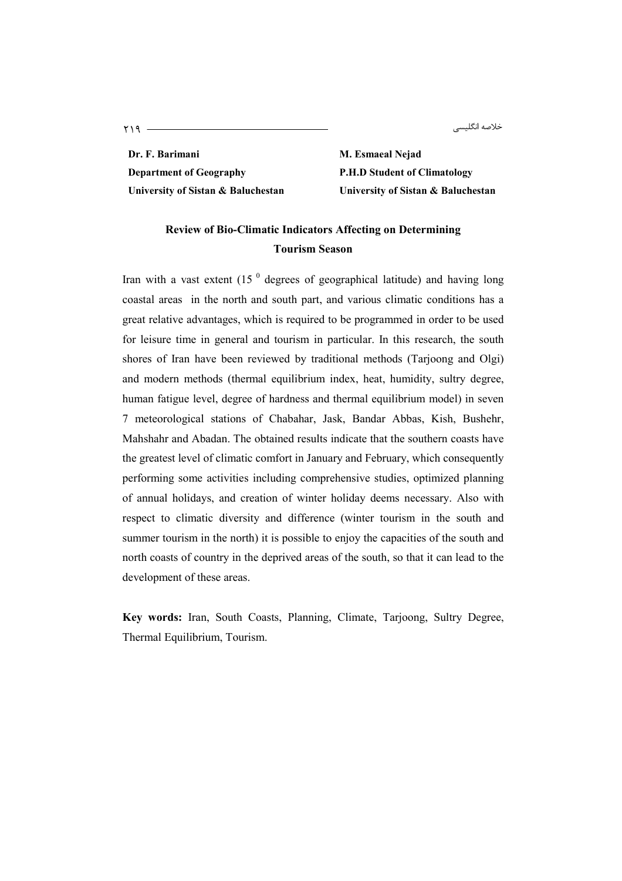**Dr. F. Barimani**
**Department of Geography**
**University of Sistan & Baluchestan**

**M. Esmaeal Nejad**
**P.H.D Student of Climatology**
**University of Sistan & Baluchestan**

## Review of Bio-Climatic Indicators Affecting on Determining Tourism Season

Iran with a vast extent ($15^{0}$ degrees of geographical latitude) and having long coastal areas in the north and south part, and various climatic conditions has a great relative advantages, which is required to be programmed in order to be used for leisure time in general and tourism in particular. In this research, the south shores of Iran have been reviewed by traditional methods (Tarjoong and Olgi) and modern methods (thermal equilibrium index, heat, humidity, sultry degree, human fatigue level, degree of hardness and thermal equilibrium model) in seven 7 meteorological stations of Chabahar, Jask, Bandar Abbas, Kish, Bushehr, Mahshahr and Abadan. The obtained results indicate that the southern coasts have the greatest level of climatic comfort in January and February, which consequently performing some activities including comprehensive studies, optimized planning of annual holidays, and creation of winter holiday deems necessary. Also with respect to climatic diversity and difference (winter tourism in the south and summer tourism in the north) it is possible to enjoy the capacities of the south and north coasts of country in the deprived areas of the south, so that it can lead to the development of these areas.

**Key words:** Iran, South Coasts, Planning, Climate, Tarjoong, Sultry Degree, Thermal Equilibrium, Tourism.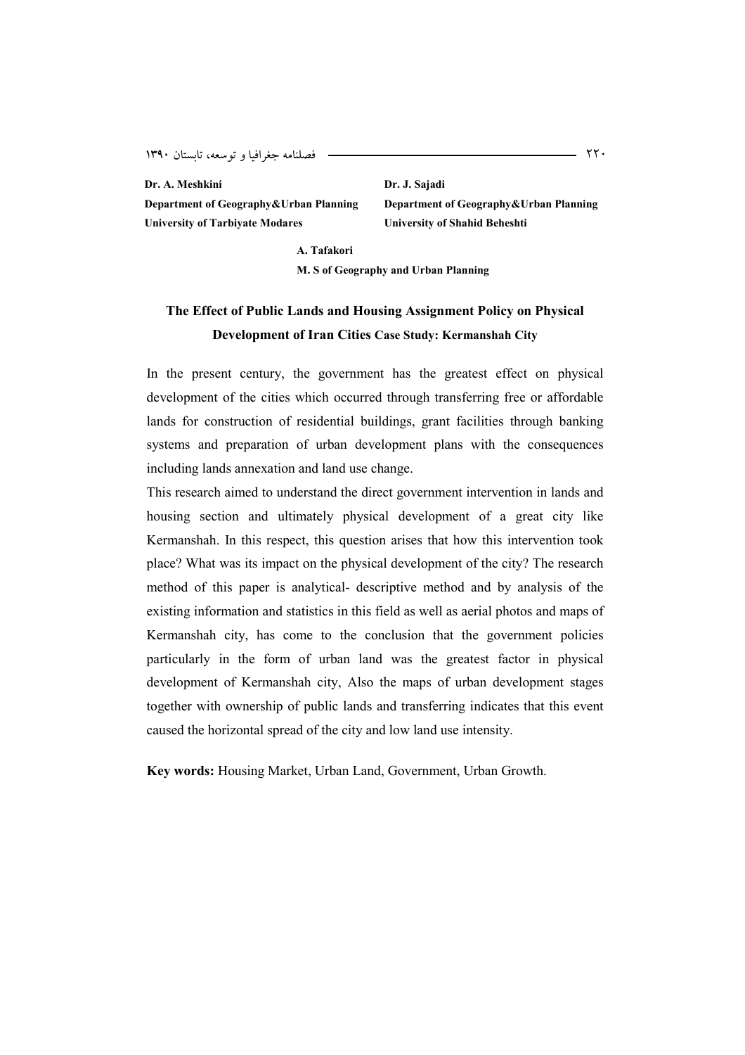**Dr. A. Meshkini**
**Department of Geography&Urban Planning**
**University of Tarbiyate Modares**

**Dr. J. Sajadi**
**Department of Geography&Urban Planning**
**University of Shahid Beheshti**

**A. Tafakori**
**M. S of Geography and Urban Planning**

## The Effect of Public Lands and Housing Assignment Policy on Physical Development of Iran Cities Case Study: Kermanshah City

In the present century, the government has the greatest effect on physical development of the cities which occurred through transferring free or affordable lands for construction of residential buildings, grant facilities through banking systems and preparation of urban development plans with the consequences including lands annexation and land use change.

This research aimed to understand the direct government intervention in lands and housing section and ultimately physical development of a great city like Kermanshah. In this respect, this question arises that how this intervention took place? What was its impact on the physical development of the city? The research method of this paper is analytical- descriptive method and by analysis of the existing information and statistics in this field as well as aerial photos and maps of Kermanshah city, has come to the conclusion that the government policies particularly in the form of urban land was the greatest factor in physical development of Kermanshah city, Also the maps of urban development stages together with ownership of public lands and transferring indicates that this event caused the horizontal spread of the city and low land use intensity.

**Key words:** Housing Market, Urban Land, Government, Urban Growth.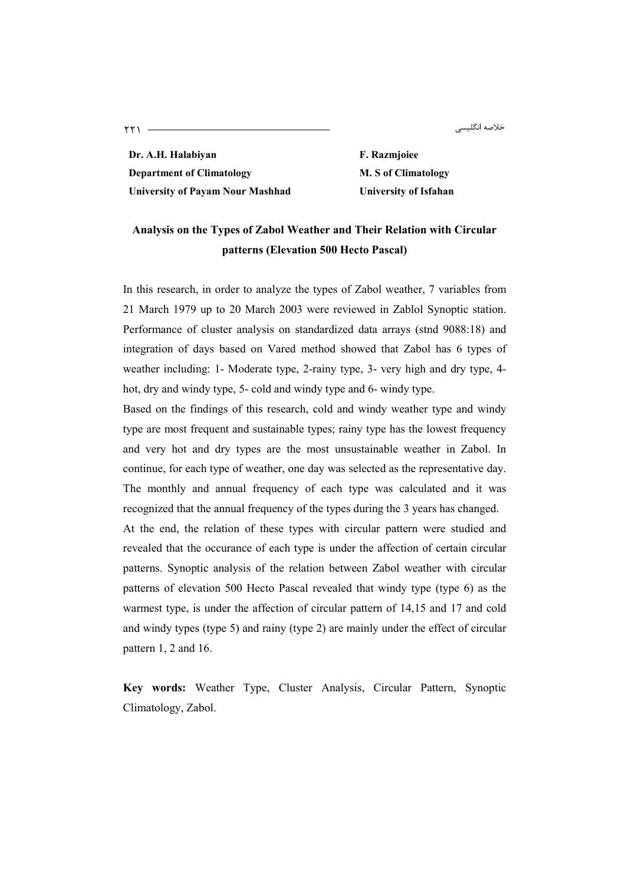**Dr. A.H. Halabiyan**
**Department of Climatology**
**University of Payam Nour Mashhad**

**F. Razmjoiee**
**M. S of Climatology**
**University of Isfahan**

## Analysis on the Types of Zabol Weather and Their Relation with Circular patterns (Elevation 500 Hecto Pascal)

In this research, in order to analyze the types of Zabol weather, 7 variables from 21 March 1979 up to 20 March 2003 were reviewed in Zablol Synoptic station. Performance of cluster analysis on standardized data arrays (stnd 9088:18) and integration of days based on Vared method showed that Zabol has 6 types of weather including: 1- Moderate type, 2-rainy type, 3- very high and dry type, 4- hot, dry and windy type, 5- cold and windy type and 6- windy type.

Based on the findings of this research, cold and windy weather type and windy type are most frequent and sustainable types; rainy type has the lowest frequency and very hot and dry types are the most unsustainable weather in Zabol. In continue, for each type of weather, one day was selected as the representative day. The monthly and annual frequency of each type was calculated and it was recognized that the annual frequency of the types during the 3 years has changed.

At the end, the relation of these types with circular pattern were studied and revealed that the occurance of each type is under the affection of certain circular patterns. Synoptic analysis of the relation between Zabol weather with circular patterns of elevation 500 Hecto Pascal revealed that windy type (type 6) as the warmest type, is under the affection of circular pattern of 14,15 and 17 and cold and windy types (type 5) and rainy (type 2) are mainly under the effect of circular pattern 1, 2 and 16.

**Key words:** Weather Type, Cluster Analysis, Circular Pattern, Synoptic Climatology, Zabol.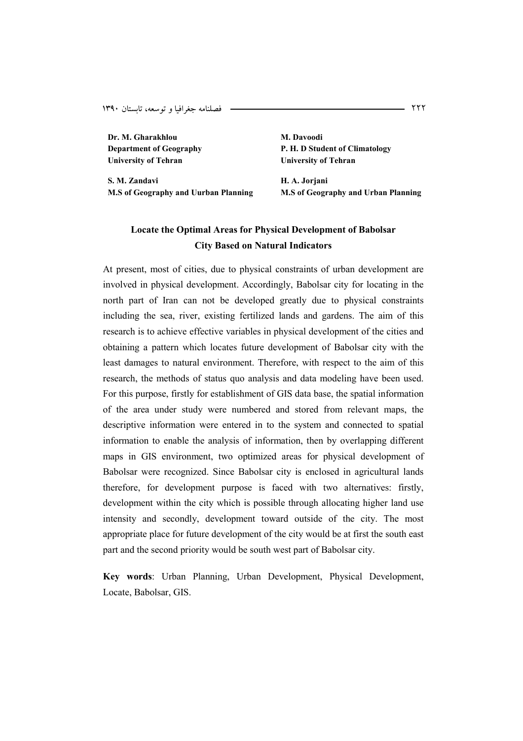**Dr. M. Gharakhlou**
**Department of Geography**
**University of Tehran**

**M. Davoodi**
**P. H. D Student of Climatology**
**University of Tehran**

**S. M. Zandavi**
**M.S of Geography and Uurban Planning**

**H. A. Jorjani**
**M.S of Geography and Urban Planning**

## Locate the Optimal Areas for Physical Development of Babolsar City Based on Natural Indicators

At present, most of cities, due to physical constraints of urban development are involved in physical development. Accordingly, Babolsar city for locating in the north part of Iran can not be developed greatly due to physical constraints including the sea, river, existing fertilized lands and gardens. The aim of this research is to achieve effective variables in physical development of the cities and obtaining a pattern which locates future development of Babolsar city with the least damages to natural environment. Therefore, with respect to the aim of this research, the methods of status quo analysis and data modeling have been used. For this purpose, firstly for establishment of GIS data base, the spatial information of the area under study were numbered and stored from relevant maps, the descriptive information were entered in to the system and connected to spatial information to enable the analysis of information, then by overlapping different maps in GIS environment, two optimized areas for physical development of Babolsar were recognized. Since Babolsar city is enclosed in agricultural lands therefore, for development purpose is faced with two alternatives: firstly, development within the city which is possible through allocating higher land use intensity and secondly, development toward outside of the city. The most appropriate place for future development of the city would be at first the south east part and the second priority would be south west part of Babolsar city.

**Key words**: Urban Planning, Urban Development, Physical Development, Locate, Babolsar, GIS.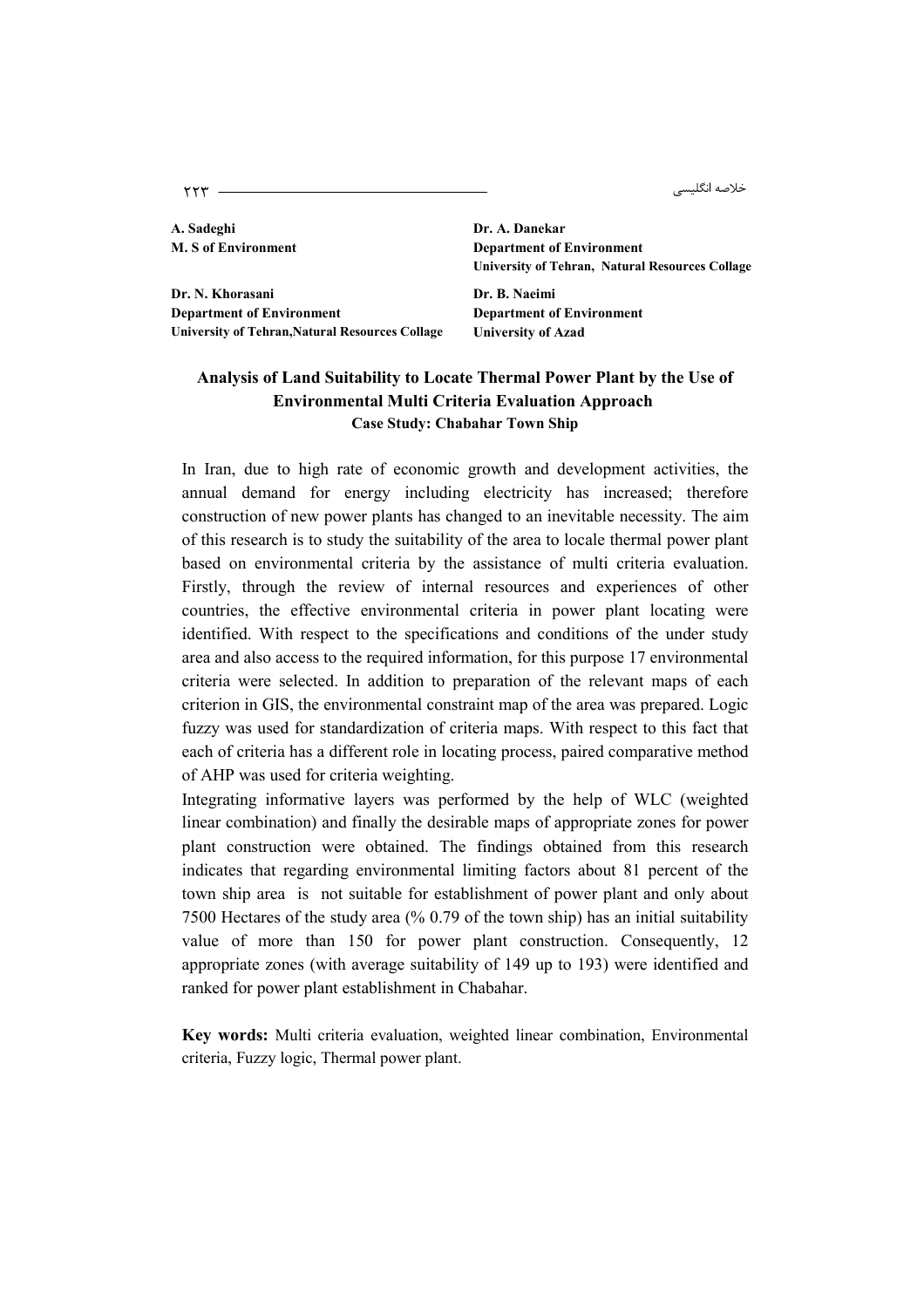**A. Sadeghi**
**M. S of Environment**

**Dr. A. Danekar**
**Department of Environment**
**University of Tehran, Natural Resources Collage**

**Dr. N. Khorasani**
**Department of Environment**
**University of Tehran,Natural Resources Collage**

**Dr. B. Naeimi**
**Department of Environment**
**University of Azad**

## Analysis of Land Suitability to Locate Thermal Power Plant by the Use of Environmental Multi Criteria Evaluation Approach

### Case Study: Chabahar Town Ship

In Iran, due to high rate of economic growth and development activities, the annual demand for energy including electricity has increased; therefore construction of new power plants has changed to an inevitable necessity. The aim of this research is to study the suitability of the area to locale thermal power plant based on environmental criteria by the assistance of multi criteria evaluation. Firstly, through the review of internal resources and experiences of other countries, the effective environmental criteria in power plant locating were identified. With respect to the specifications and conditions of the under study area and also access to the required information, for this purpose 17 environmental criteria were selected. In addition to preparation of the relevant maps of each criterion in GIS, the environmental constraint map of the area was prepared. Logic fuzzy was used for standardization of criteria maps. With respect to this fact that each of criteria has a different role in locating process, paired comparative method of AHP was used for criteria weighting.

Integrating informative layers was performed by the help of WLC (weighted linear combination) and finally the desirable maps of appropriate zones for power plant construction were obtained. The findings obtained from this research indicates that regarding environmental limiting factors about 81 percent of the town ship area is not suitable for establishment of power plant and only about 7500 Hectares of the study area (% 0.79 of the town ship) has an initial suitability value of more than 150 for power plant construction. Consequently, 12 appropriate zones (with average suitability of 149 up to 193) were identified and ranked for power plant establishment in Chabahar.

**Key words:** Multi criteria evaluation, weighted linear combination, Environmental criteria, Fuzzy logic, Thermal power plant.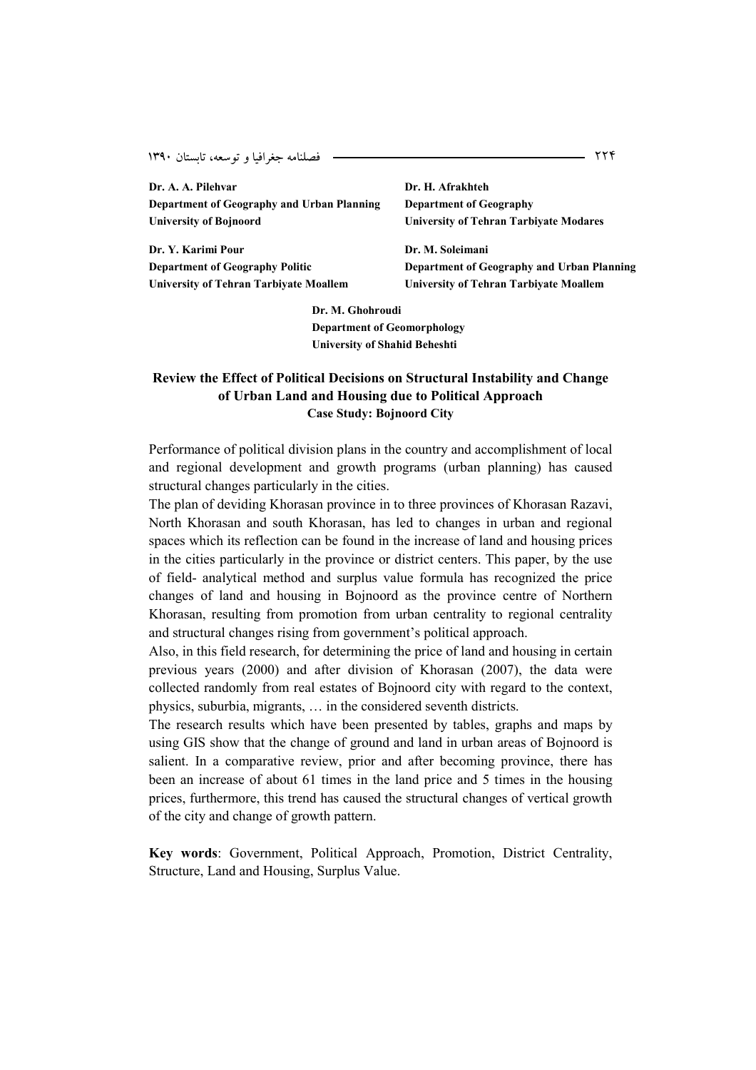**Dr. A. A. Pilehvar**
**Department of Geography and Urban Planning**
**University of Bojnoord**

**Dr. H. Afrakhteh**
**Department of Geography**
**University of Tehran Tarbiyate Modares**

**Dr. Y. Karimi Pour**
**Department of Geography Politic**
**University of Tehran Tarbiyate Moallem**

**Dr. M. Soleimani**
**Department of Geography and Urban Planning**
**University of Tehran Tarbiyate Moallem**

**Dr. M. Ghohroudi**
**Department of Geomorphology**
**University of Shahid Beheshti**

## Review the Effect of Political Decisions on Structural Instability and Change of Urban Land and Housing due to Political Approach

**Case Study: Bojnoord City**

Performance of political division plans in the country and accomplishment of local and regional development and growth programs (urban planning) has caused structural changes particularly in the cities.

The plan of deviding Khorasan province in to three provinces of Khorasan Razavi, North Khorasan and south Khorasan, has led to changes in urban and regional spaces which its reflection can be found in the increase of land and housing prices in the cities particularly in the province or district centers. This paper, by the use of field- analytical method and surplus value formula has recognized the price changes of land and housing in Bojnoord as the province centre of Northern Khorasan, resulting from promotion from urban centrality to regional centrality and structural changes rising from government's political approach.

Also, in this field research, for determining the price of land and housing in certain previous years (2000) and after division of Khorasan (2007), the data were collected randomly from real estates of Bojnoord city with regard to the context, physics, suburbia, migrants, … in the considered seventh districts.

The research results which have been presented by tables, graphs and maps by using GIS show that the change of ground and land in urban areas of Bojnoord is salient. In a comparative review, prior and after becoming province, there has been an increase of about 61 times in the land price and 5 times in the housing prices, furthermore, this trend has caused the structural changes of vertical growth of the city and change of growth pattern.

**Key words**: Government, Political Approach, Promotion, District Centrality, Structure, Land and Housing, Surplus Value.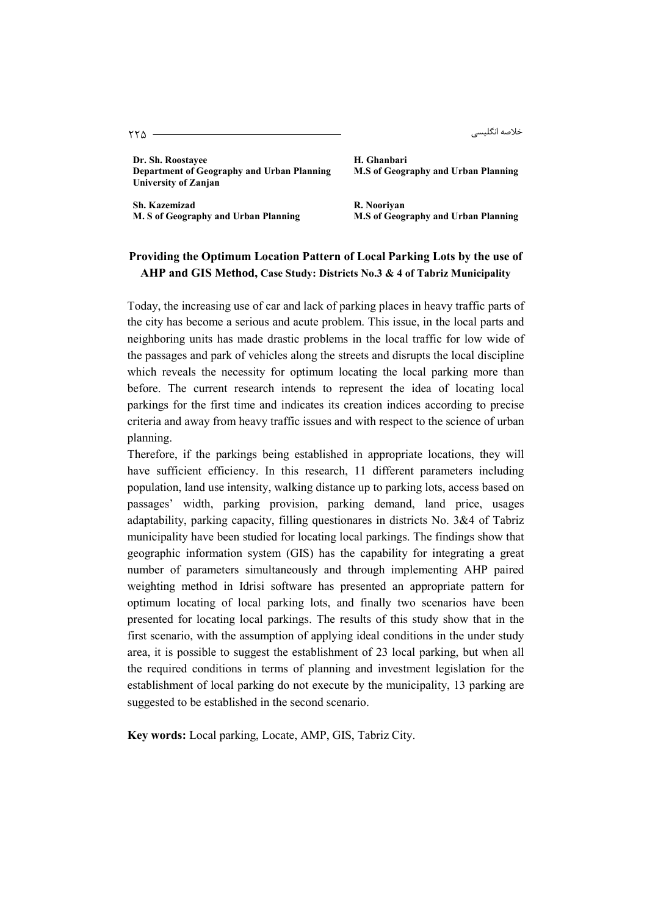**Dr. Sh. Roostayee**
**Department of Geography and Urban Planning**
**University of Zanjan**

**H. Ghanbari**
**M.S of Geography and Urban Planning**

**Sh. Kazemizad**
**M. S of Geography and Urban Planning**

**R. Nooriyan**
**M.S of Geography and Urban Planning**

## Providing the Optimum Location Pattern of Local Parking Lots by the use of AHP and GIS Method, Case Study: Districts No.3 & 4 of Tabriz Municipality

Today, the increasing use of car and lack of parking places in heavy traffic parts of the city has become a serious and acute problem. This issue, in the local parts and neighboring units has made drastic problems in the local traffic for low wide of the passages and park of vehicles along the streets and disrupts the local discipline which reveals the necessity for optimum locating the local parking more than before. The current research intends to represent the idea of locating local parkings for the first time and indicates its creation indices according to precise criteria and away from heavy traffic issues and with respect to the science of urban planning.

Therefore, if the parkings being established in appropriate locations, they will have sufficient efficiency. In this research, 11 different parameters including population, land use intensity, walking distance up to parking lots, access based on passages' width, parking provision, parking demand, land price, usages adaptability, parking capacity, filling questionares in districts No. 3&4 of Tabriz municipality have been studied for locating local parkings. The findings show that geographic information system (GIS) has the capability for integrating a great number of parameters simultaneously and through implementing AHP paired weighting method in Idrisi software has presented an appropriate pattern for optimum locating of local parking lots, and finally two scenarios have been presented for locating local parkings. The results of this study show that in the first scenario, with the assumption of applying ideal conditions in the under study area, it is possible to suggest the establishment of 23 local parking, but when all the required conditions in terms of planning and investment legislation for the establishment of local parking do not execute by the municipality, 13 parking are suggested to be established in the second scenario.

**Key words:** Local parking, Locate, AMP, GIS, Tabriz City.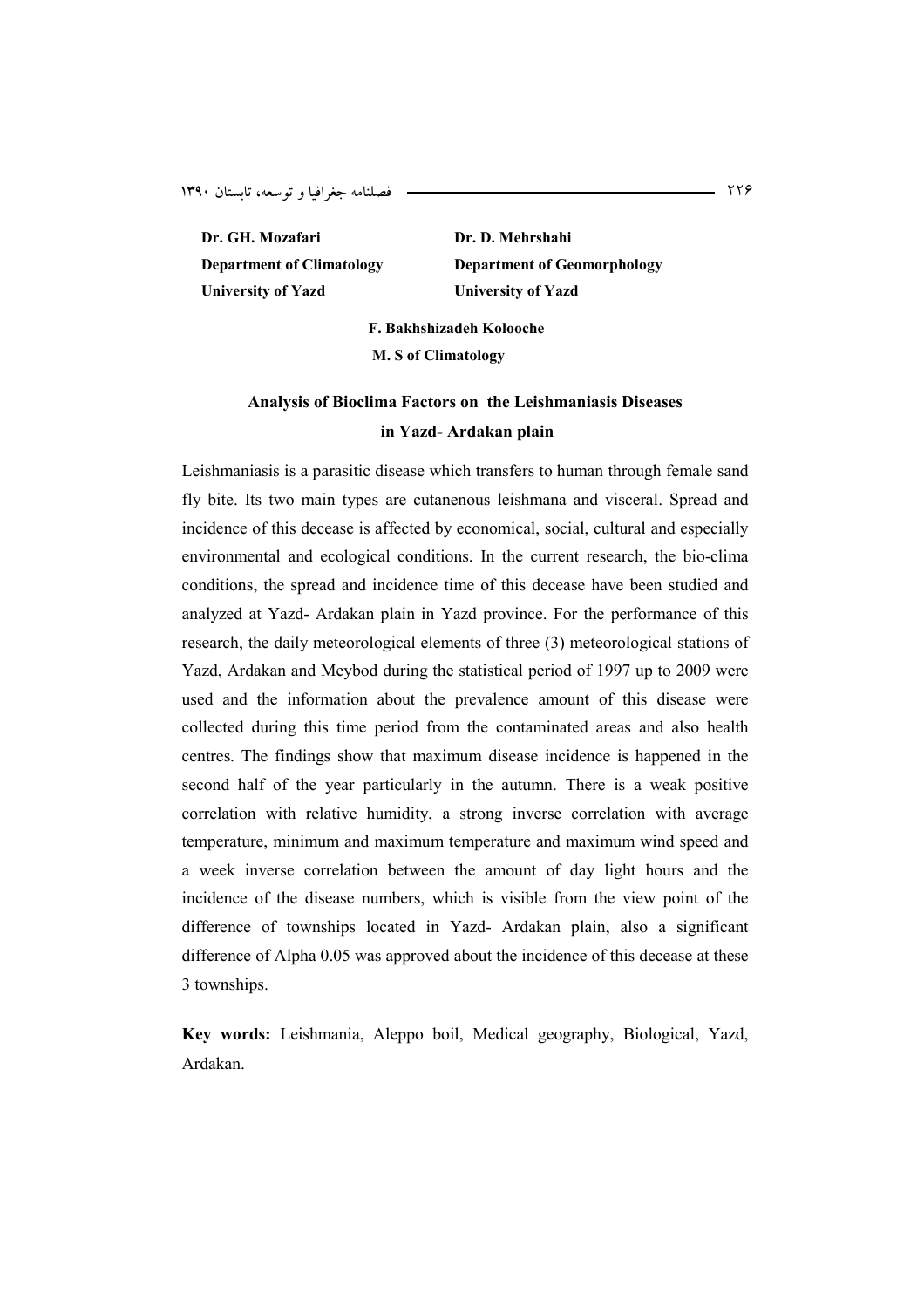**Dr. GH. Mozafari**
**Department of Climatology**
**University of Yazd**

**Dr. D. Mehrshahi**
**Department of Geomorphology**
**University of Yazd**

**F. Bakhshizadeh Kolooche**
**M. S of Climatology**

## Analysis of Bioclima Factors on the Leishmaniasis Diseases in Yazd- Ardakan plain

Leishmaniasis is a parasitic disease which transfers to human through female sand fly bite. Its two main types are cutanenous leishmana and visceral. Spread and incidence of this decease is affected by economical, social, cultural and especially environmental and ecological conditions. In the current research, the bio-clima conditions, the spread and incidence time of this decease have been studied and analyzed at Yazd- Ardakan plain in Yazd province. For the performance of this research, the daily meteorological elements of three (3) meteorological stations of Yazd, Ardakan and Meybod during the statistical period of 1997 up to 2009 were used and the information about the prevalence amount of this disease were collected during this time period from the contaminated areas and also health centres. The findings show that maximum disease incidence is happened in the second half of the year particularly in the autumn. There is a weak positive correlation with relative humidity, a strong inverse correlation with average temperature, minimum and maximum temperature and maximum wind speed and a week inverse correlation between the amount of day light hours and the incidence of the disease numbers, which is visible from the view point of the difference of townships located in Yazd- Ardakan plain, also a significant difference of Alpha 0.05 was approved about the incidence of this decease at these 3 townships.

**Key words:** Leishmania, Aleppo boil, Medical geography, Biological, Yazd, Ardakan.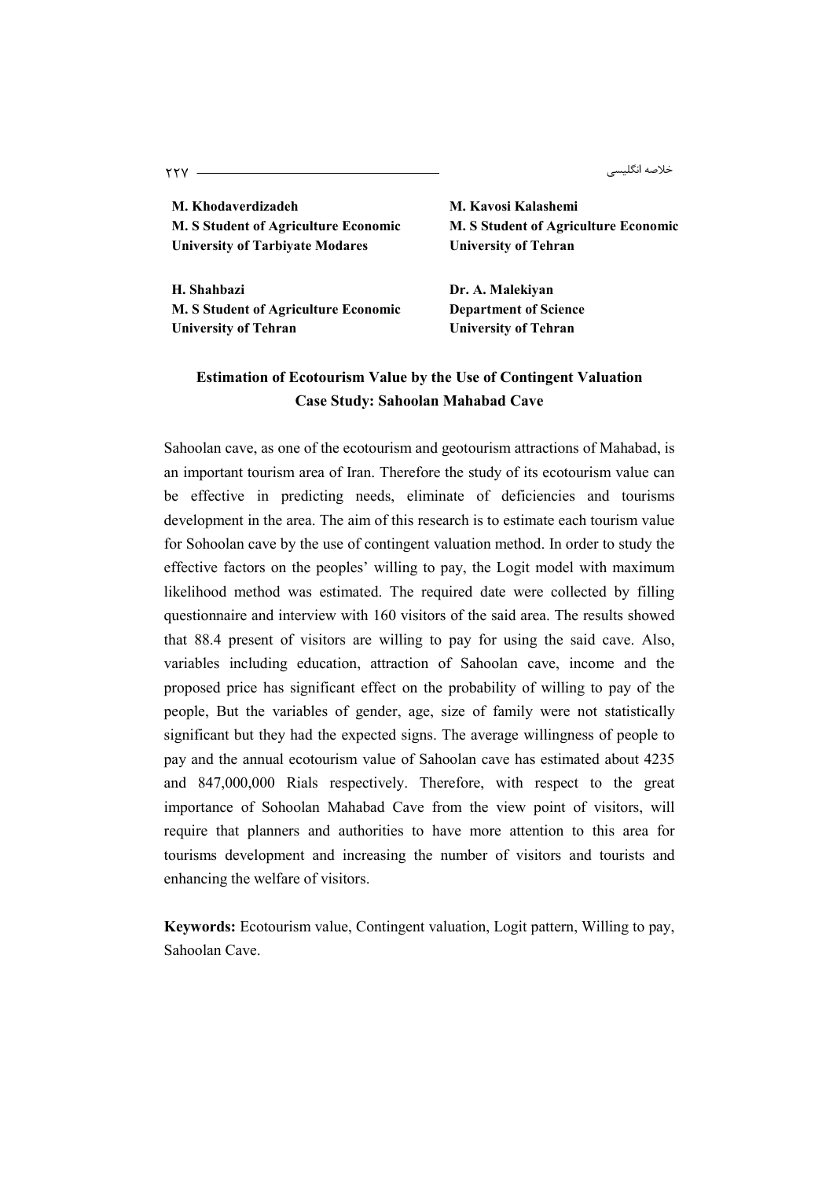**M. Khodaverdizadeh**
**M. S Student of Agriculture Economic**
**University of Tarbiyate Modares**

**M. Kavosi Kalashemi**
**M. S Student of Agriculture Economic**
**University of Tehran**

**H. Shahbazi**
**M. S Student of Agriculture Economic**
**University of Tehran**

**Dr. A. Malekiyan**
**Department of Science**
**University of Tehran**

## Estimation of Ecotourism Value by the Use of Contingent Valuation Case Study: Sahoolan Mahabad Cave

Sahoolan cave, as one of the ecotourism and geotourism attractions of Mahabad, is an important tourism area of Iran. Therefore the study of its ecotourism value can be effective in predicting needs, eliminate of deficiencies and tourisms development in the area. The aim of this research is to estimate each tourism value for Sohoolan cave by the use of contingent valuation method. In order to study the effective factors on the peoples' willing to pay, the Logit model with maximum likelihood method was estimated. The required date were collected by filling questionnaire and interview with 160 visitors of the said area. The results showed that 88.4 present of visitors are willing to pay for using the said cave. Also, variables including education, attraction of Sahoolan cave, income and the proposed price has significant effect on the probability of willing to pay of the people, But the variables of gender, age, size of family were not statistically significant but they had the expected signs. The average willingness of people to pay and the annual ecotourism value of Sahoolan cave has estimated about 4235 and 847,000,000 Rials respectively. Therefore, with respect to the great importance of Sohoolan Mahabad Cave from the view point of visitors, will require that planners and authorities to have more attention to this area for tourisms development and increasing the number of visitors and tourists and enhancing the welfare of visitors.

**Keywords:** Ecotourism value, Contingent valuation, Logit pattern, Willing to pay, Sahoolan Cave.